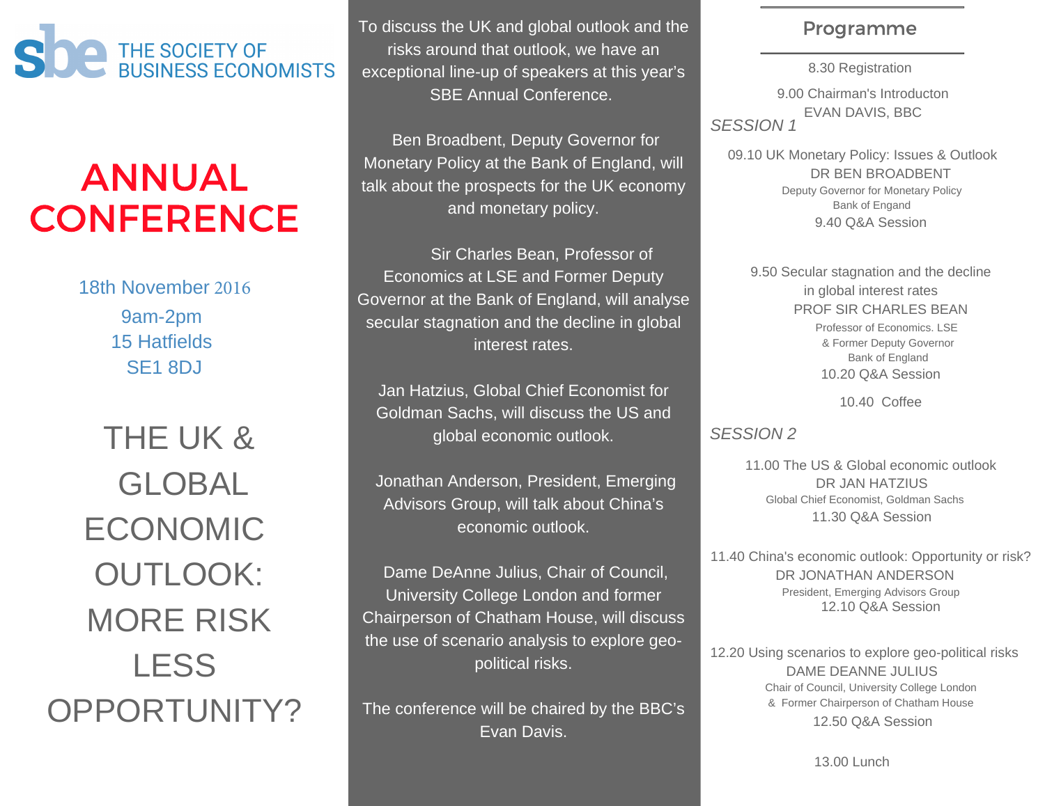THE SOCIETY OF BUSINESS ECONOMISTS

# ANNUAL CONFERENCE

18th November 2016
9am-2pm
15 Hatfields
SE1 8DJ

## THE UK & GLOBAL ECONOMIC OUTLOOK: MORE RISK LESS OPPORTUNITY?

To discuss the UK and global outlook and the risks around that outlook, we have an exceptional line-up of speakers at this year's SBE Annual Conference.

Ben Broadbent, Deputy Governor for Monetary Policy at the Bank of England, will talk about the prospects for the UK economy and monetary policy.

Sir Charles Bean, Professor of Economics at LSE and Former Deputy Governor at the Bank of England, will analyse secular stagnation and the decline in global interest rates.

Jan Hatzius, Global Chief Economist for Goldman Sachs, will discuss the US and global economic outlook.

Jonathan Anderson, President, Emerging Advisors Group, will talk about China's economic outlook.

Dame DeAnne Julius, Chair of Council, University College London and former Chairperson of Chatham House, will discuss the use of scenario analysis to explore geo-political risks.

The conference will be chaired by the BBC's Evan Davis.

## Programme

8.30 Registration

9.00 Chairman's Introducton
EVAN DAVIS, BBC

*SESSION 1*

09.10 UK Monetary Policy: Issues & Outlook
DR BEN BROADBENT
Deputy Governor for Monetary Policy
Bank of Engand
9.40 Q&A Session

9.50 Secular stagnation and the decline in global interest rates
PROF SIR CHARLES BEAN
Professor of Economics. LSE
& Former Deputy Governor
Bank of England
10.20 Q&A Session

10.40 Coffee

*SESSION 2*

11.00 The US & Global economic outlook
DR JAN HATZIUS
Global Chief Economist, Goldman Sachs
11.30 Q&A Session

11.40 China's economic outlook: Opportunity or risk?
DR JONATHAN ANDERSON
President, Emerging Advisors Group
12.10 Q&A Session

12.20 Using scenarios to explore geo-political risks
DAME DEANNE JULIUS
Chair of Council, University College London
& Former Chairperson of Chatham House
12.50 Q&A Session

13.00 Lunch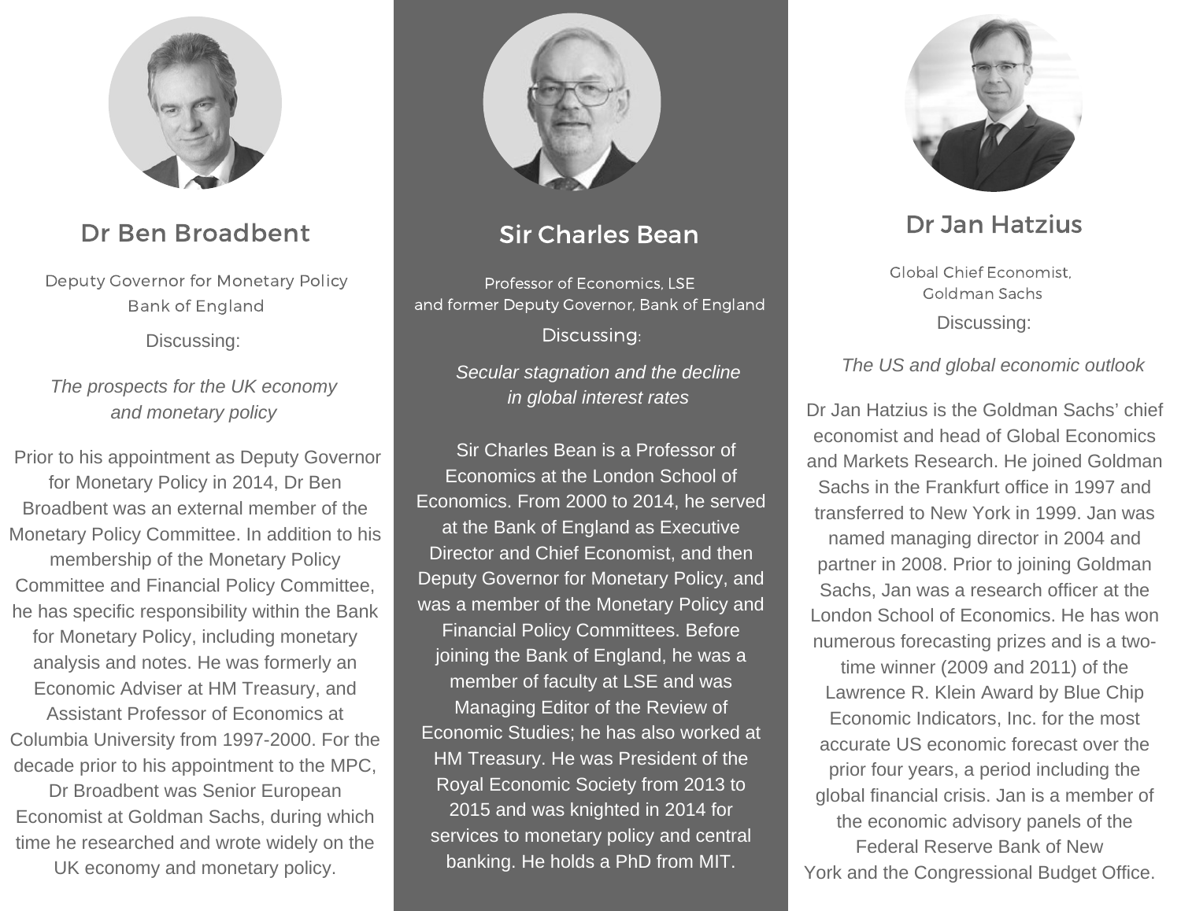## Dr Ben Broadbent

Deputy Governor for Monetary Policy
Bank of England

Discussing:

*The prospects for the UK economy and monetary policy*

Prior to his appointment as Deputy Governor for Monetary Policy in 2014, Dr Ben Broadbent was an external member of the Monetary Policy Committee. In addition to his membership of the Monetary Policy Committee and Financial Policy Committee, he has specific responsibility within the Bank for Monetary Policy, including monetary analysis and notes. He was formerly an Economic Adviser at HM Treasury, and Assistant Professor of Economics at Columbia University from 1997-2000. For the decade prior to his appointment to the MPC, Dr Broadbent was Senior European Economist at Goldman Sachs, during which time he researched and wrote widely on the UK economy and monetary policy.

## Sir Charles Bean

Professor of Economics, LSE
and former Deputy Governor, Bank of England

Discussing:

*Secular stagnation and the decline in global interest rates*

Sir Charles Bean is a Professor of Economics at the London School of Economics. From 2000 to 2014, he served at the Bank of England as Executive Director and Chief Economist, and then Deputy Governor for Monetary Policy, and was a member of the Monetary Policy and Financial Policy Committees. Before joining the Bank of England, he was a member of faculty at LSE and was Managing Editor of the Review of Economic Studies; he has also worked at HM Treasury. He was President of the Royal Economic Society from 2013 to 2015 and was knighted in 2014 for services to monetary policy and central banking. He holds a PhD from MIT.

## Dr Jan Hatzius

Global Chief Economist,
Goldman Sachs

Discussing:

*The US and global economic outlook*

Dr Jan Hatzius is the Goldman Sachs' chief economist and head of Global Economics and Markets Research. He joined Goldman Sachs in the Frankfurt office in 1997 and transferred to New York in 1999. Jan was named managing director in 2004 and partner in 2008. Prior to joining Goldman Sachs, Jan was a research officer at the London School of Economics. He has won numerous forecasting prizes and is a two-time winner (2009 and 2011) of the Lawrence R. Klein Award by Blue Chip Economic Indicators, Inc. for the most accurate US economic forecast over the prior four years, a period including the global financial crisis. Jan is a member of the economic advisory panels of the Federal Reserve Bank of New York and the Congressional Budget Office.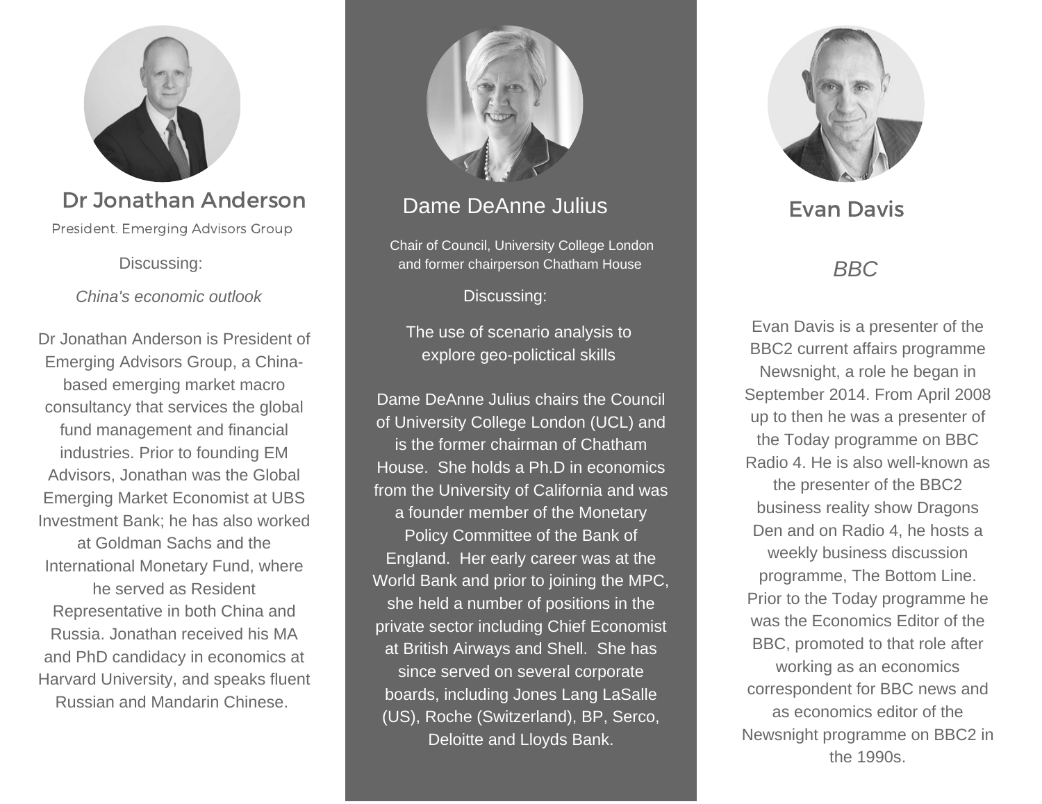## Dr Jonathan Anderson

President. Emerging Advisors Group

Discussing:

*China's economic outlook*

Dr Jonathan Anderson is President of Emerging Advisors Group, a China-based emerging market macro consultancy that services the global fund management and financial industries. Prior to founding EM Advisors, Jonathan was the Global Emerging Market Economist at UBS Investment Bank; he has also worked at Goldman Sachs and the International Monetary Fund, where he served as Resident Representative in both China and Russia. Jonathan received his MA and PhD candidacy in economics at Harvard University, and speaks fluent Russian and Mandarin Chinese.

## Dame DeAnne Julius

Chair of Council, University College London and former chairperson Chatham House

Discussing:

The use of scenario analysis to explore geo-polictical skills

Dame DeAnne Julius chairs the Council of University College London (UCL) and is the former chairman of Chatham House. She holds a Ph.D in economics from the University of California and was a founder member of the Monetary Policy Committee of the Bank of England. Her early career was at the World Bank and prior to joining the MPC, she held a number of positions in the private sector including Chief Economist at British Airways and Shell. She has since served on several corporate boards, including Jones Lang LaSalle (US), Roche (Switzerland), BP, Serco, Deloitte and Lloyds Bank.

## Evan Davis

*BBC*

Evan Davis is a presenter of the BBC2 current affairs programme Newsnight, a role he began in September 2014. From April 2008 up to then he was a presenter of the Today programme on BBC Radio 4. He is also well-known as the presenter of the BBC2 business reality show Dragons Den and on Radio 4, he hosts a weekly business discussion programme, The Bottom Line. Prior to the Today programme he was the Economics Editor of the BBC, promoted to that role after working as an economics correspondent for BBC news and as economics editor of the Newsnight programme on BBC2 in the 1990s.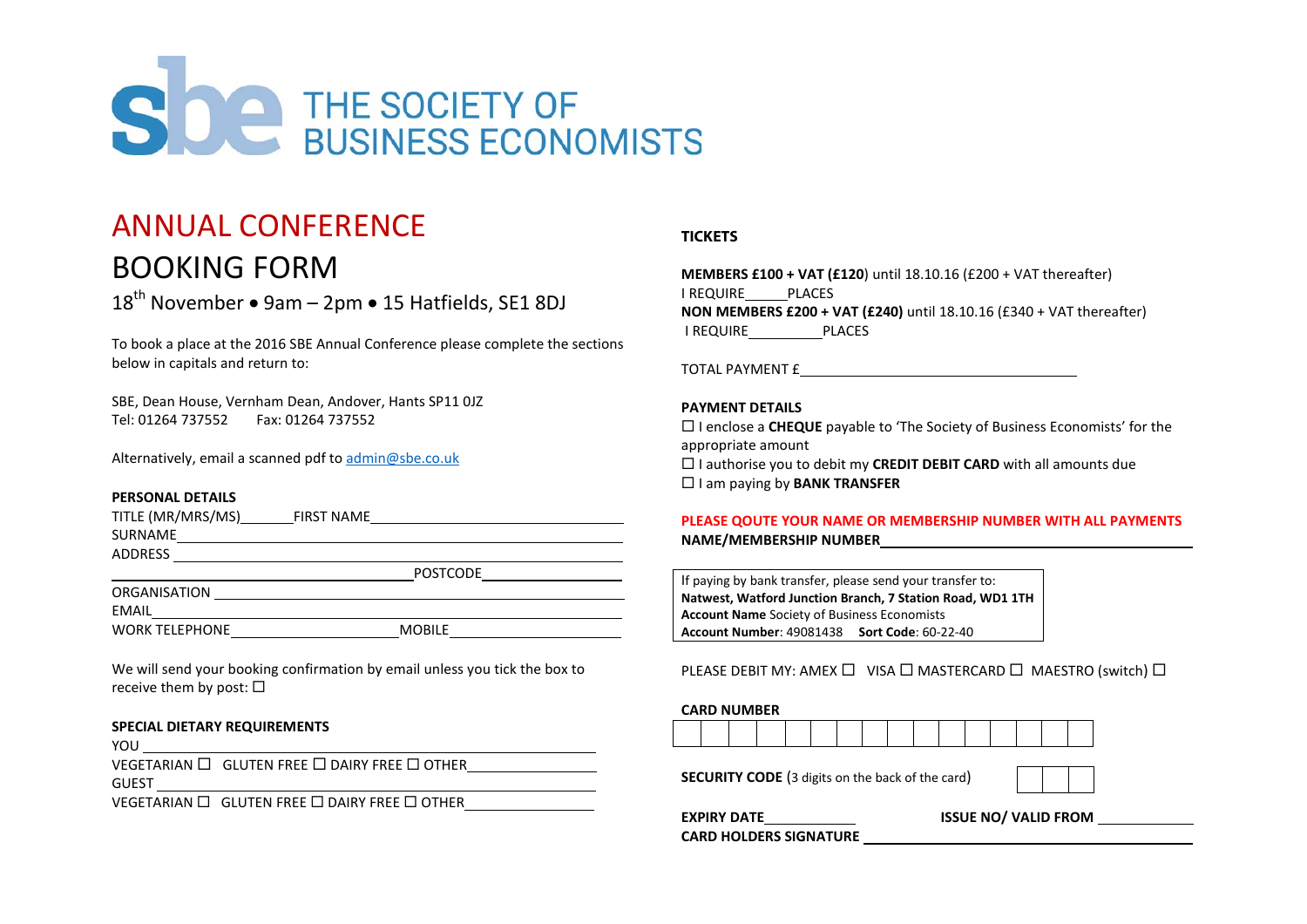THE SOCIETY OF
BUSINESS ECONOMISTS

# ANNUAL CONFERENCE

# BOOKING FORM

18th November • 9am – 2pm • 15 Hatfields, SE1 8DJ

To book a place at the 2016 SBE Annual Conference please complete the sections below in capitals and return to:

SBE, Dean House, Vernham Dean, Andover, Hants SP11 0JZ
Tel: 01264 737552   Fax: 01264 737552

Alternatively, email a scanned pdf to admin@sbe.co.uk

**PERSONAL DETAILS**

TITLE (MR/MRS/MS)_______FIRST NAME_______________________________

SURNAME_______________________________________________________

ADDRESS_______________________________________________________

_________________________________POSTCODE______________________

ORGANISATION__________________________________________________

EMAIL_________________________________________________________

WORK TELEPHONE_____________________MOBILE____________________

We will send your booking confirmation by email unless you tick the box to receive them by post: ☐

**SPECIAL DIETARY REQUIREMENTS**

YOU _________________________________________________________

VEGETARIAN ☐ GLUTEN FREE ☐ DAIRY FREE ☐ OTHER_______________

GUEST _______________________________________________________

VEGETARIAN ☐ GLUTEN FREE ☐ DAIRY FREE ☐ OTHER_______________

**TICKETS**

**MEMBERS £100 + VAT (£120**) until 18.10.16 (£200 + VAT thereafter)
I REQUIRE______PLACES
**NON MEMBERS £200 + VAT (£240)** until 18.10.16 (£340 + VAT thereafter)
I REQUIRE_________PLACES

TOTAL PAYMENT £___________________________________

**PAYMENT DETAILS**

☐ I enclose a **CHEQUE** payable to 'The Society of Business Economists' for the appropriate amount
☐ I authorise you to debit my **CREDIT DEBIT CARD** with all amounts due
☐ I am paying by **BANK TRANSFER**

**PLEASE QOUTE YOUR NAME OR MEMBERSHIP NUMBER WITH ALL PAYMENTS**
**NAME/MEMBERSHIP NUMBER**___________________________________

If paying by bank transfer, please send your transfer to:
**Natwest, Watford Junction Branch, 7 Station Road, WD1 1TH**
**Account Name** Society of Business Economists
**Account Number**: 49081438   **Sort Code**: 60-22-40

PLEASE DEBIT MY: AMEX ☐ VISA ☐ MASTERCARD ☐ MAESTRO (switch) ☐

**CARD NUMBER**

| | | | | | | | | | | | | | | | |
|---|---|---|---|---|---|---|---|---|---|---|---|---|---|---|---|
| | | | | | | | | | | | | | | | |

**SECURITY CODE** (3 digits on the back of the card)

| | | |
|---|---|---|
| | | |

**EXPIRY DATE**____________   **ISSUE NO/ VALID FROM** ____________

**CARD HOLDERS SIGNATURE** ___________________________________